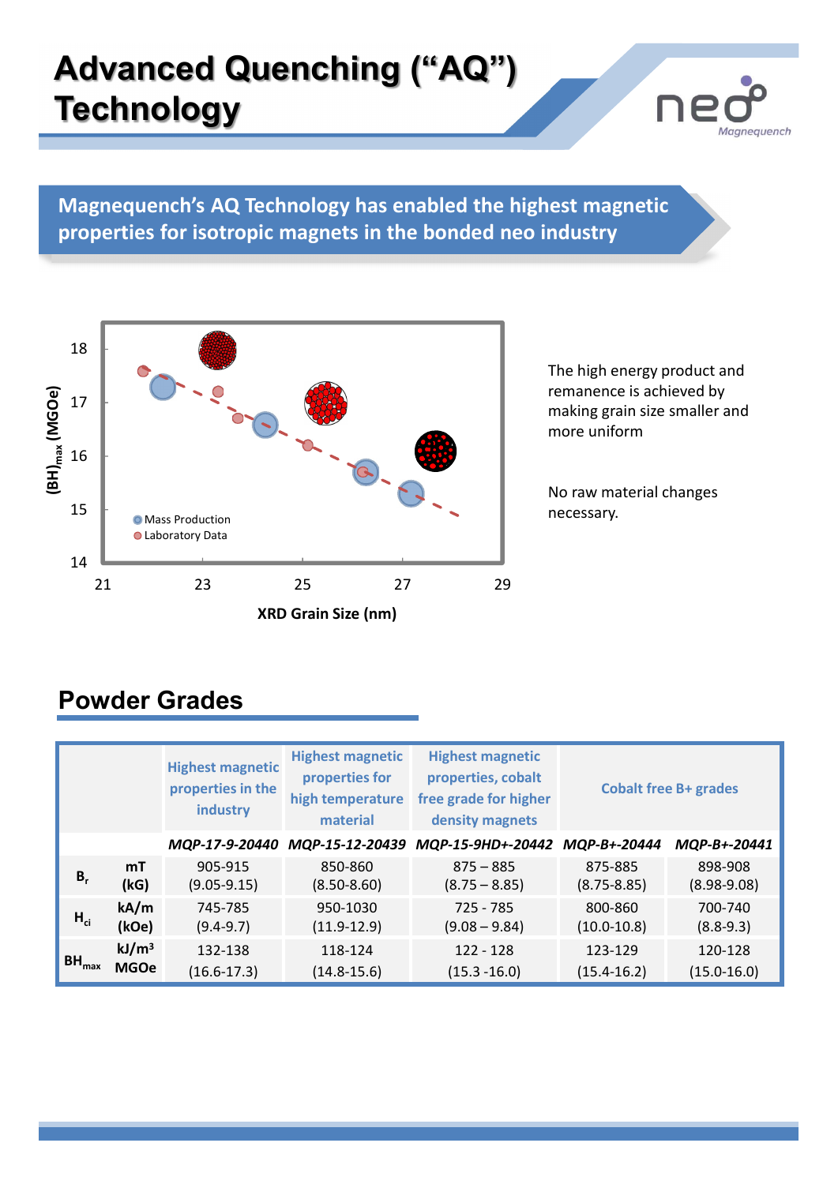# Advanced Quenching ("AQ") Technology

neo Magnequench

**Magnequench's AQ Technology has enabled the highest magnetic properties for isotropic magnets in the bonded neo industry**

$(BH)_{max}$ (MGOe)

18
17
16
15
14

21
23
25
27
29

XRD Grain Size (nm)

Mass Production
Laboratory Data

The high energy product and remanence is achieved by making grain size smaller and more uniform

No raw material changes necessary.

## Powder Grades

| | | Highest magnetic properties in the industry | Highest magnetic properties for high temperature material | Highest magnetic properties, cobalt free grade for higher density magnets | Cobalt free B+ grades | |
|---|---|---|---|---|---|---|
| | | *MQP-17-9-20440* | *MQP-15-12-20439* | *MQP-15-9HD+-20442* | *MQP-B+-20444* | *MQP-B+-20441* |
| $B_r$ | mT (kG) | 905-915 (9.05-9.15) | 850-860 (8.50-8.60) | 875 – 885 (8.75 – 8.85) | 875-885 (8.75-8.85) | 898-908 (8.98-9.08) |
| $H_{ci}$ | kA/m (kOe) | 745-785 (9.4-9.7) | 950-1030 (11.9-12.9) | 725 - 785 (9.08 – 9.84) | 800-860 (10.0-10.8) | 700-740 (8.8-9.3) |
| $BH_{max}$ | kJ/m³ MGOe | 132-138 (16.6-17.3) | 118-124 (14.8-15.6) | 122 - 128 (15.3 -16.0) | 123-129 (15.4-16.2) | 120-128 (15.0-16.0) |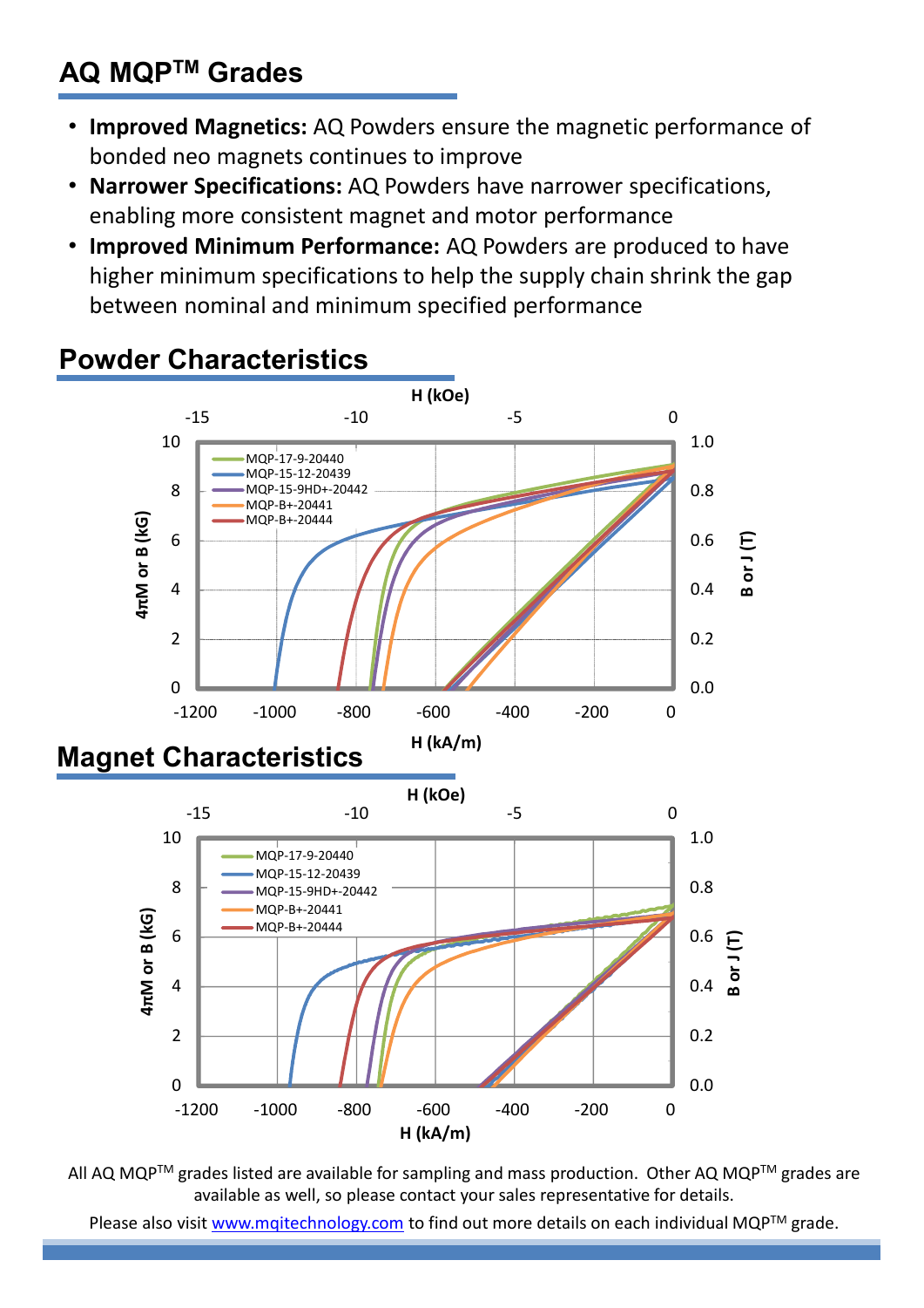## AQ MQP™ Grades

- **Improved Magnetics:** AQ Powders ensure the magnetic performance of bonded neo magnets continues to improve
- **Narrower Specifications:** AQ Powders have narrower specifications, enabling more consistent magnet and motor performance
- **Improved Minimum Performance:** AQ Powders are produced to have higher minimum specifications to help the supply chain shrink the gap between nominal and minimum specified performance

## Powder Characteristics

H (kOe)
-15 -10 -5 0
10 8 6 4 2 0
1.0 0.8 0.6 0.4 0.2 0.0
MQP-17-9-20440
MQP-15-12-20439
MQP-15-9HD+-20442
MQP-B+-20441
MQP-B+-20444
4πM or B (kG)
B or J (T)
-1200 -1000 -800 -600 -400 -200 0
H (kA/m)

## Magnet Characteristics

H (kOe)
-15 -10 -5 0
10 8 6 4 2 0
1.0 0.8 0.6 0.4 0.2 0.0
MQP-17-9-20440
MQP-15-12-20439
MQP-15-9HD+-20442
MQP-B+-20441
MQP-B+-20444
4πM or B (kG)
B or J (T)
-1200 -1000 -800 -600 -400 -200 0
H (kA/m)

All AQ MQP™ grades listed are available for sampling and mass production. Other AQ MQP™ grades are available as well, so please contact your sales representative for details.

Please also visit www.mqitechnology.com to find out more details on each individual MQP™ grade.